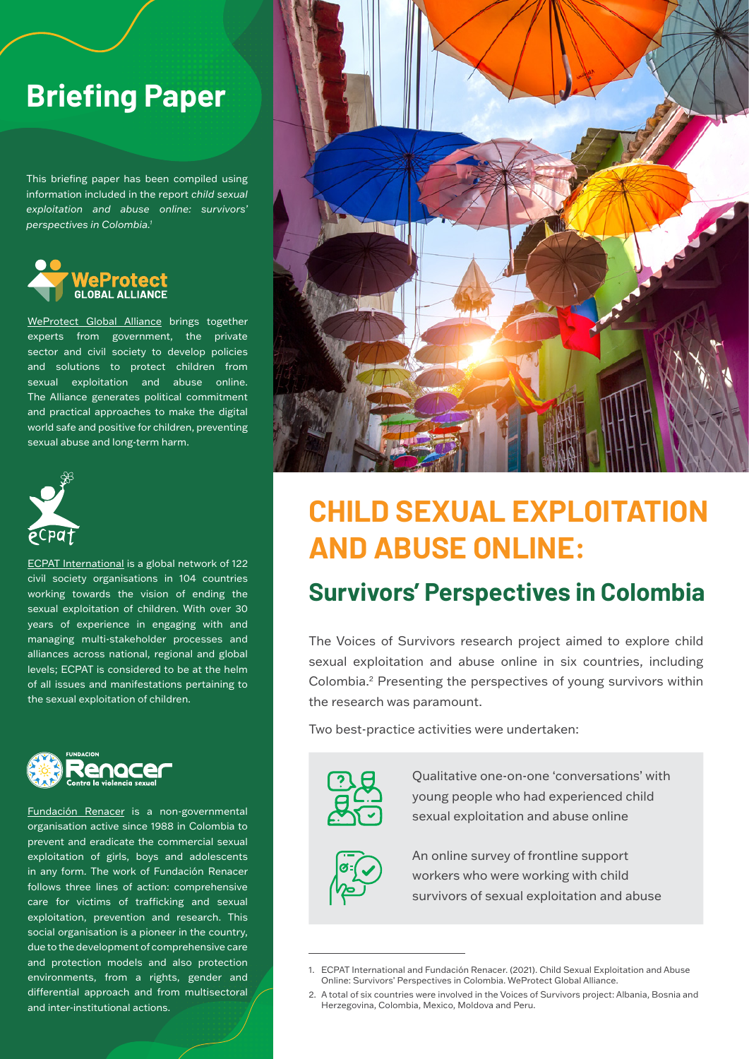# Briefing Paper

This briefing paper has been compiled using information included in the report *child sexual exploitation and abuse online: survivors' perspectives in Colombia.*[1]

WeProtect Global Alliance brings together experts from government, the private sector and civil society to develop policies and solutions to protect children from sexual exploitation and abuse online. The Alliance generates political commitment and practical approaches to make the digital world safe and positive for children, preventing sexual abuse and long-term harm.

ECPAT International is a global network of 122 civil society organisations in 104 countries working towards the vision of ending the sexual exploitation of children. With over 30 years of experience in engaging with and managing multi-stakeholder processes and alliances across national, regional and global levels; ECPAT is considered to be at the helm of all issues and manifestations pertaining to the sexual exploitation of children.

Fundación Renacer is a non-governmental organisation active since 1988 in Colombia to prevent and eradicate the commercial sexual exploitation of girls, boys and adolescents in any form. The work of Fundación Renacer follows three lines of action: comprehensive care for victims of trafficking and sexual exploitation, prevention and research. This social organisation is a pioneer in the country, due to the development of comprehensive care and protection models and also protection environments, from a rights, gender and differential approach and from multisectoral and inter-institutional actions.

# CHILD SEXUAL EXPLOITATION AND ABUSE ONLINE:

## Survivors' Perspectives in Colombia

The Voices of Survivors research project aimed to explore child sexual exploitation and abuse online in six countries, including Colombia.[2] Presenting the perspectives of young survivors within the research was paramount.

Two best-practice activities were undertaken:

- Qualitative one-on-one 'conversations' with young people who had experienced child sexual exploitation and abuse online
- An online survey of frontline support workers who were working with child survivors of sexual exploitation and abuse

1. ECPAT International and Fundación Renacer. (2021). Child Sexual Exploitation and Abuse Online: Survivors' Perspectives in Colombia. WeProtect Global Alliance.
2. A total of six countries were involved in the Voices of Survivors project: Albania, Bosnia and Herzegovina, Colombia, Mexico, Moldova and Peru.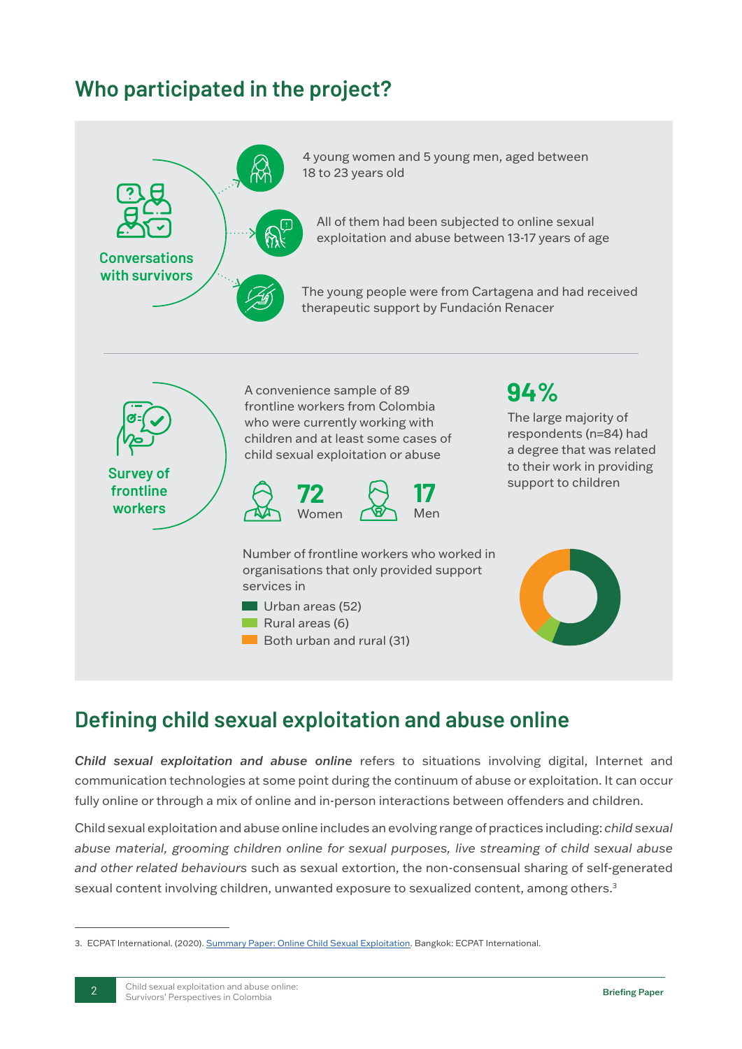## Who participated in the project?

**Conversations with survivors**

- 4 young women and 5 young men, aged between 18 to 23 years old
- All of them had been subjected to online sexual exploitation and abuse between 13-17 years of age
- The young people were from Cartagena and had received therapeutic support by Fundación Renacer

**Survey of frontline workers**

A convenience sample of 89 frontline workers from Colombia who were currently working with children and at least some cases of child sexual exploitation or abuse

**72** Women

**17** Men

**94%**

The large majority of respondents (n=84) had a degree that was related to their work in providing support to children

Number of frontline workers who worked in organisations that only provided support services in

- Urban areas (52)
- Rural areas (6)
- Both urban and rural (31)

## Defining child sexual exploitation and abuse online

***Child sexual exploitation and abuse online*** refers to situations involving digital, Internet and communication technologies at some point during the continuum of abuse or exploitation. It can occur fully online or through a mix of online and in-person interactions between offenders and children.

Child sexual exploitation and abuse online includes an evolving range of practices including: *child sexual abuse material, grooming children online for sexual purposes, live streaming of child sexual abuse and other related behaviours* such as sexual extortion, the non-consensual sharing of self-generated sexual content involving children, unwanted exposure to sexualized content, among others.[3]

3. ECPAT International. (2020). Summary Paper: Online Child Sexual Exploitation. Bangkok: ECPAT International.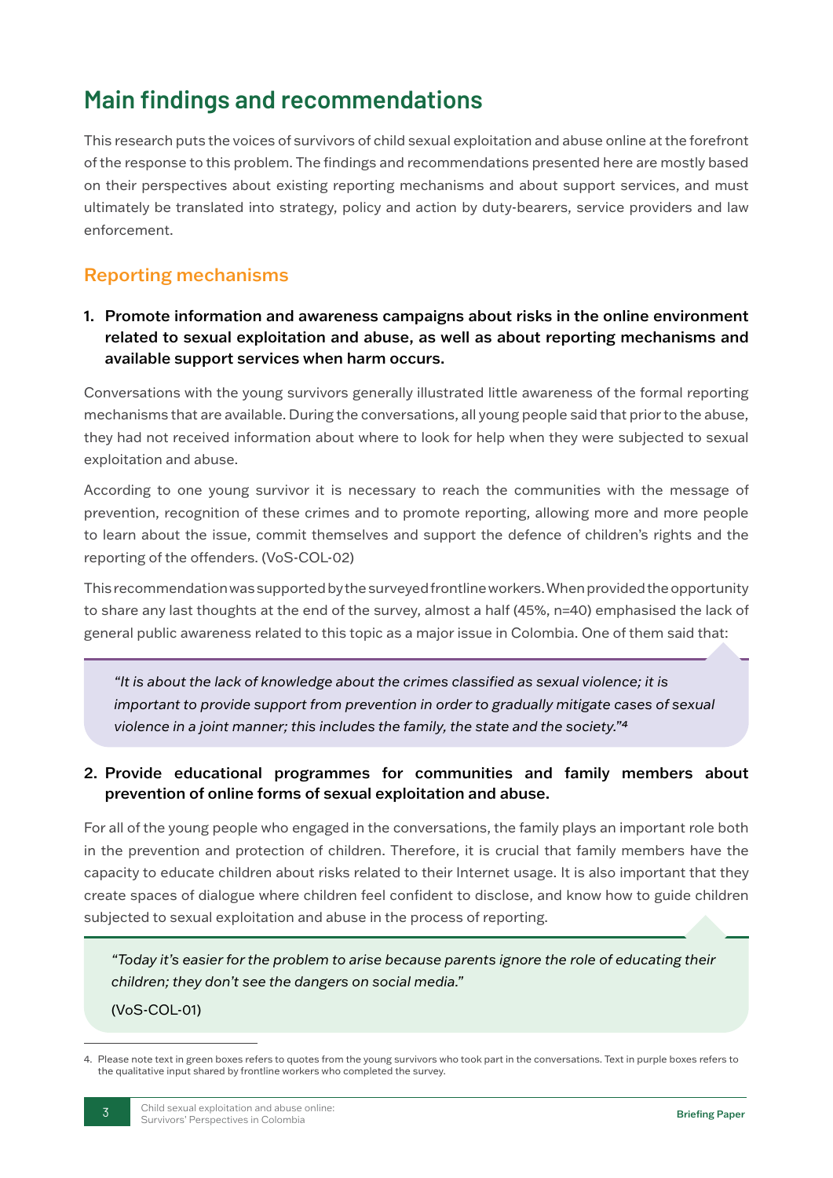# Main findings and recommendations

This research puts the voices of survivors of child sexual exploitation and abuse online at the forefront of the response to this problem. The findings and recommendations presented here are mostly based on their perspectives about existing reporting mechanisms and about support services, and must ultimately be translated into strategy, policy and action by duty-bearers, service providers and law enforcement.

## Reporting mechanisms

1. **Promote information and awareness campaigns about risks in the online environment related to sexual exploitation and abuse, as well as about reporting mechanisms and available support services when harm occurs.**

Conversations with the young survivors generally illustrated little awareness of the formal reporting mechanisms that are available. During the conversations, all young people said that prior to the abuse, they had not received information about where to look for help when they were subjected to sexual exploitation and abuse.

According to one young survivor it is necessary to reach the communities with the message of prevention, recognition of these crimes and to promote reporting, allowing more and more people to learn about the issue, commit themselves and support the defence of children's rights and the reporting of the offenders. (VoS-COL-02)

This recommendation was supported by the surveyed frontline workers. When provided the opportunity to share any last thoughts at the end of the survey, almost a half (45%, n=40) emphasised the lack of general public awareness related to this topic as a major issue in Colombia. One of them said that:

> *"It is about the lack of knowledge about the crimes classified as sexual violence; it is important to provide support from prevention in order to gradually mitigate cases of sexual violence in a joint manner; this includes the family, the state and the society."*[4]

2. **Provide educational programmes for communities and family members about prevention of online forms of sexual exploitation and abuse.**

For all of the young people who engaged in the conversations, the family plays an important role both in the prevention and protection of children. Therefore, it is crucial that family members have the capacity to educate children about risks related to their Internet usage. It is also important that they create spaces of dialogue where children feel confident to disclose, and know how to guide children subjected to sexual exploitation and abuse in the process of reporting.

> *"Today it's easier for the problem to arise because parents ignore the role of educating their children; they don't see the dangers on social media."*
>
> (VoS-COL-01)

4. Please note text in green boxes refers to quotes from the young survivors who took part in the conversations. Text in purple boxes refers to the qualitative input shared by frontline workers who completed the survey.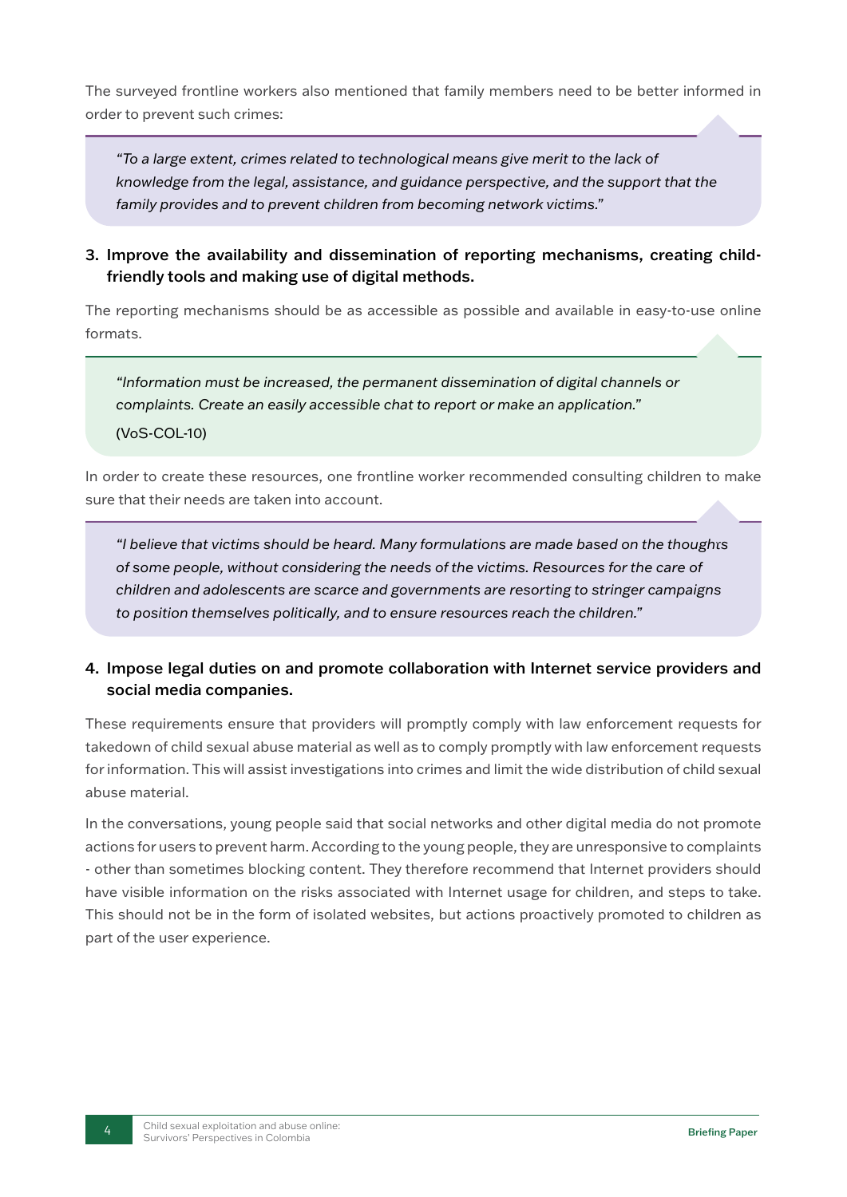The surveyed frontline workers also mentioned that family members need to be better informed in order to prevent such crimes:

> *"To a large extent, crimes related to technological means give merit to the lack of knowledge from the legal, assistance, and guidance perspective, and the support that the family provides and to prevent children from becoming network victims."*

**3. Improve the availability and dissemination of reporting mechanisms, creating child-friendly tools and making use of digital methods.**

The reporting mechanisms should be as accessible as possible and available in easy-to-use online formats.

> *"Information must be increased, the permanent dissemination of digital channels or complaints. Create an easily accessible chat to report or make an application."*
>
> (VoS-COL-10)

In order to create these resources, one frontline worker recommended consulting children to make sure that their needs are taken into account.

> *"I believe that victims should be heard. Many formulations are made based on the thoughts of some people, without considering the needs of the victims. Resources for the care of children and adolescents are scarce and governments are resorting to stringer campaigns to position themselves politically, and to ensure resources reach the children."*

**4. Impose legal duties on and promote collaboration with Internet service providers and social media companies.**

These requirements ensure that providers will promptly comply with law enforcement requests for takedown of child sexual abuse material as well as to comply promptly with law enforcement requests for information. This will assist investigations into crimes and limit the wide distribution of child sexual abuse material.

In the conversations, young people said that social networks and other digital media do not promote actions for users to prevent harm. According to the young people, they are unresponsive to complaints - other than sometimes blocking content. They therefore recommend that Internet providers should have visible information on the risks associated with Internet usage for children, and steps to take. This should not be in the form of isolated websites, but actions proactively promoted to children as part of the user experience.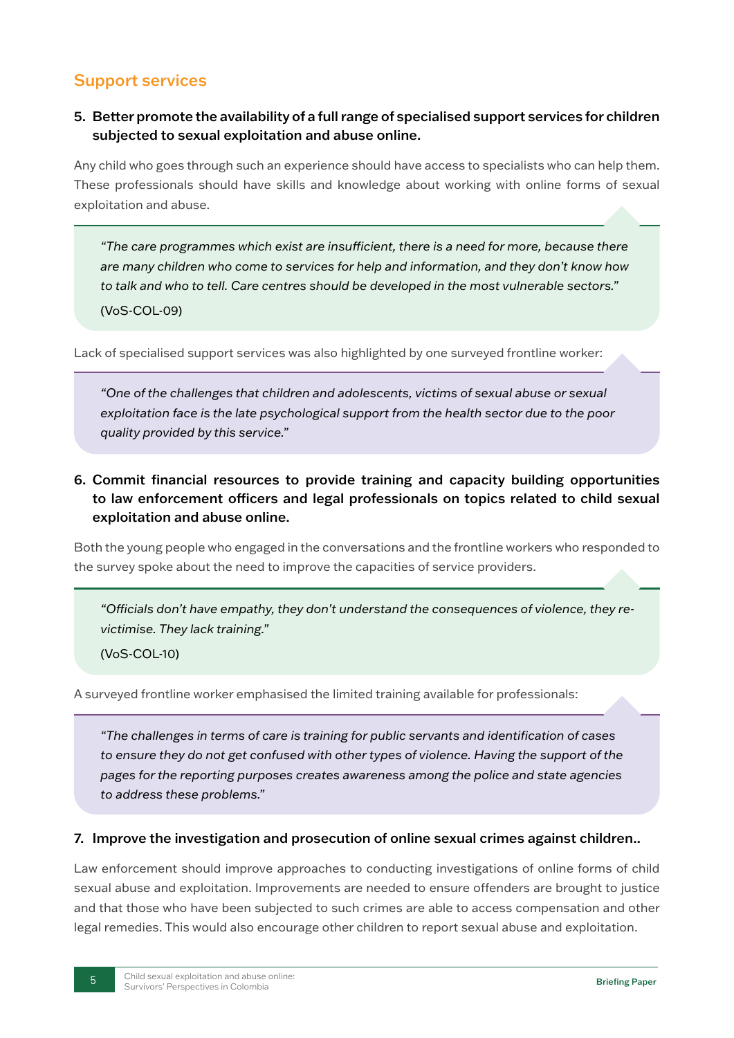## Support services

**5. Better promote the availability of a full range of specialised support services for children subjected to sexual exploitation and abuse online.**

Any child who goes through such an experience should have access to specialists who can help them. These professionals should have skills and knowledge about working with online forms of sexual exploitation and abuse.

> *"The care programmes which exist are insufficient, there is a need for more, because there are many children who come to services for help and information, and they don't know how to talk and who to tell. Care centres should be developed in the most vulnerable sectors."*
>
> (VoS-COL-09)

Lack of specialised support services was also highlighted by one surveyed frontline worker:

> *"One of the challenges that children and adolescents, victims of sexual abuse or sexual exploitation face is the late psychological support from the health sector due to the poor quality provided by this service."*

**6. Commit financial resources to provide training and capacity building opportunities to law enforcement officers and legal professionals on topics related to child sexual exploitation and abuse online.**

Both the young people who engaged in the conversations and the frontline workers who responded to the survey spoke about the need to improve the capacities of service providers.

> *"Officials don't have empathy, they don't understand the consequences of violence, they re-victimise. They lack training."*
>
> (VoS-COL-10)

A surveyed frontline worker emphasised the limited training available for professionals:

> *"The challenges in terms of care is training for public servants and identification of cases to ensure they do not get confused with other types of violence. Having the support of the pages for the reporting purposes creates awareness among the police and state agencies to address these problems."*

**7. Improve the investigation and prosecution of online sexual crimes against children..**

Law enforcement should improve approaches to conducting investigations of online forms of child sexual abuse and exploitation. Improvements are needed to ensure offenders are brought to justice and that those who have been subjected to such crimes are able to access compensation and other legal remedies. This would also encourage other children to report sexual abuse and exploitation.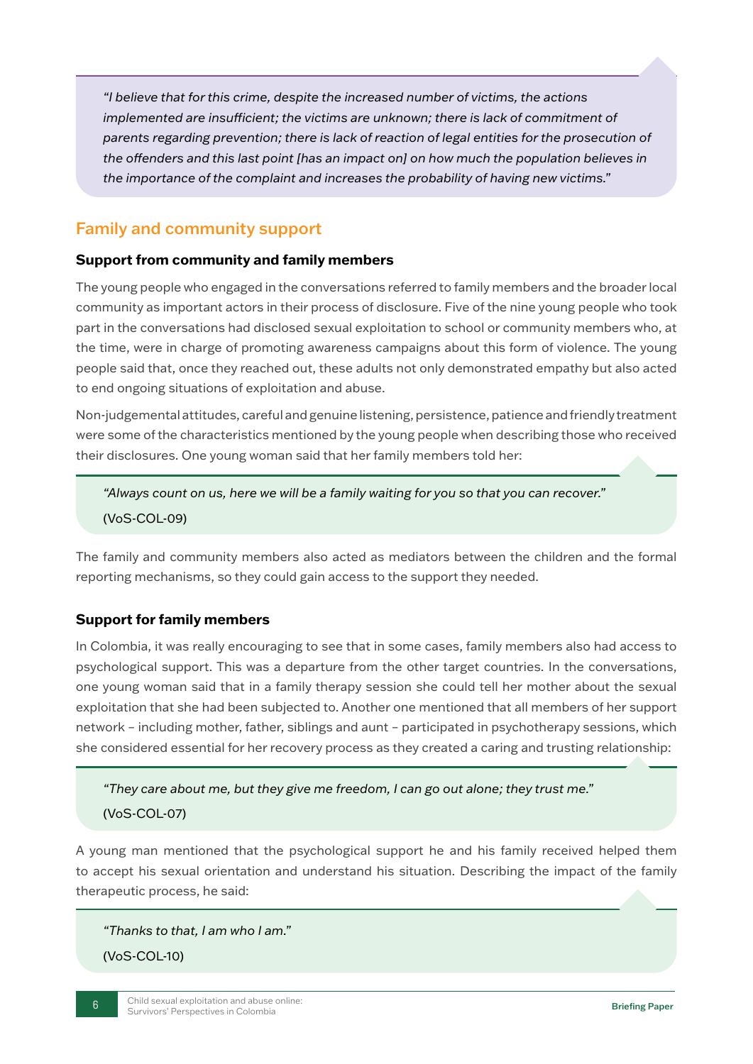> *"I believe that for this crime, despite the increased number of victims, the actions implemented are insufficient; the victims are unknown; there is lack of commitment of parents regarding prevention; there is lack of reaction of legal entities for the prosecution of the offenders and this last point [has an impact on] on how much the population believes in the importance of the complaint and increases the probability of having new victims."*

## Family and community support

### Support from community and family members

The young people who engaged in the conversations referred to family members and the broader local community as important actors in their process of disclosure. Five of the nine young people who took part in the conversations had disclosed sexual exploitation to school or community members who, at the time, were in charge of promoting awareness campaigns about this form of violence. The young people said that, once they reached out, these adults not only demonstrated empathy but also acted to end ongoing situations of exploitation and abuse.

Non-judgemental attitudes, careful and genuine listening, persistence, patience and friendly treatment were some of the characteristics mentioned by the young people when describing those who received their disclosures. One young woman said that her family members told her:

> *"Always count on us, here we will be a family waiting for you so that you can recover."*
> (VoS-COL-09)

The family and community members also acted as mediators between the children and the formal reporting mechanisms, so they could gain access to the support they needed.

### Support for family members

In Colombia, it was really encouraging to see that in some cases, family members also had access to psychological support. This was a departure from the other target countries. In the conversations, one young woman said that in a family therapy session she could tell her mother about the sexual exploitation that she had been subjected to. Another one mentioned that all members of her support network – including mother, father, siblings and aunt – participated in psychotherapy sessions, which she considered essential for her recovery process as they created a caring and trusting relationship:

> *"They care about me, but they give me freedom, I can go out alone; they trust me."*
> (VoS-COL-07)

A young man mentioned that the psychological support he and his family received helped them to accept his sexual orientation and understand his situation. Describing the impact of the family therapeutic process, he said:

> *"Thanks to that, I am who I am."*
> (VoS-COL-10)